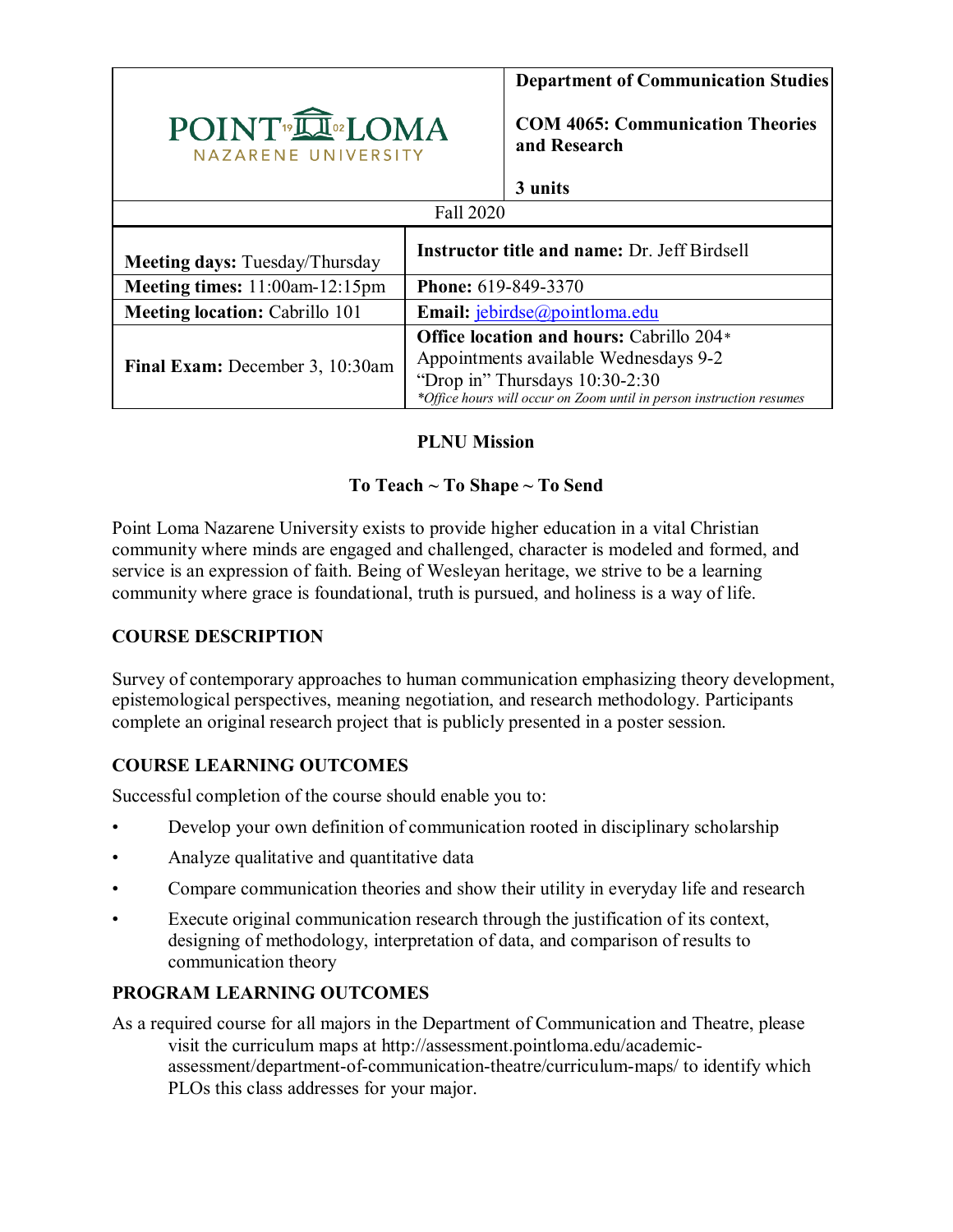| POINT LOMA NAZARENE UNIVERSITY | **Department of Communication Studies**<br><br>**COM 4065: Communication Theories and Research**<br><br>**3 units** |
|---|---|
| Fall 2020 | |
| **Meeting days:** Tuesday/Thursday | **Instructor title and name:** Dr. Jeff Birdsell |
| **Meeting times:** 11:00am-12:15pm | **Phone:** 619-849-3370 |
| **Meeting location:** Cabrillo 101 | **Email:** jebirdse@pointloma.edu |
| **Final Exam:** December 3, 10:30am | **Office location and hours:** Cabrillo 204*<br>Appointments available Wednesdays 9-2<br>"Drop in" Thursdays 10:30-2:30<br>*\*Office hours will occur on Zoom until in person instruction resumes* |

**PLNU Mission**

**To Teach ~ To Shape ~ To Send**

Point Loma Nazarene University exists to provide higher education in a vital Christian community where minds are engaged and challenged, character is modeled and formed, and service is an expression of faith. Being of Wesleyan heritage, we strive to be a learning community where grace is foundational, truth is pursued, and holiness is a way of life.

## COURSE DESCRIPTION

Survey of contemporary approaches to human communication emphasizing theory development, epistemological perspectives, meaning negotiation, and research methodology. Participants complete an original research project that is publicly presented in a poster session.

## COURSE LEARNING OUTCOMES

Successful completion of the course should enable you to:

- Develop your own definition of communication rooted in disciplinary scholarship
- Analyze qualitative and quantitative data
- Compare communication theories and show their utility in everyday life and research
- Execute original communication research through the justification of its context, designing of methodology, interpretation of data, and comparison of results to communication theory

## PROGRAM LEARNING OUTCOMES

As a required course for all majors in the Department of Communication and Theatre, please visit the curriculum maps at http://assessment.pointloma.edu/academic-assessment/department-of-communication-theatre/curriculum-maps/ to identify which PLOs this class addresses for your major.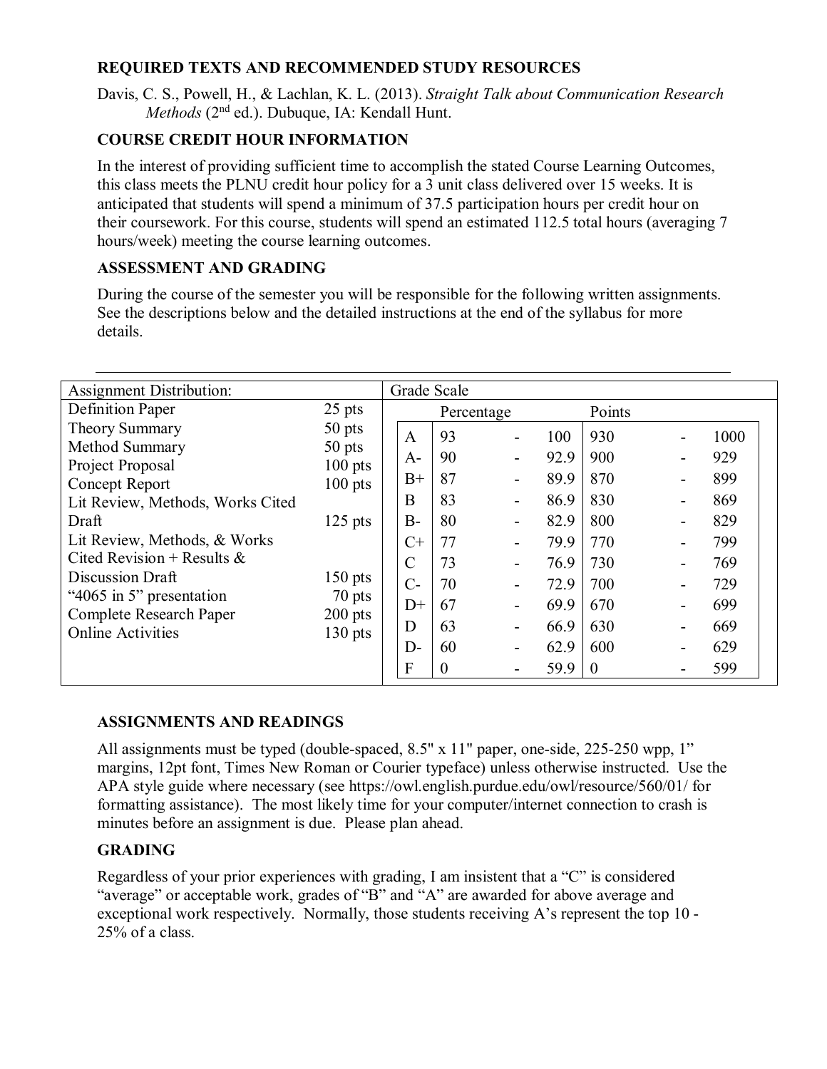## REQUIRED TEXTS AND RECOMMENDED STUDY RESOURCES

Davis, C. S., Powell, H., & Lachlan, K. L. (2013). *Straight Talk about Communication Research Methods* (2nd ed.). Dubuque, IA: Kendall Hunt.

## COURSE CREDIT HOUR INFORMATION

In the interest of providing sufficient time to accomplish the stated Course Learning Outcomes, this class meets the PLNU credit hour policy for a 3 unit class delivered over 15 weeks. It is anticipated that students will spend a minimum of 37.5 participation hours per credit hour on their coursework. For this course, students will spend an estimated 112.5 total hours (averaging 7 hours/week) meeting the course learning outcomes.

## ASSESSMENT AND GRADING

During the course of the semester you will be responsible for the following written assignments. See the descriptions below and the detailed instructions at the end of the syllabus for more details.

| Assignment Distribution: | |
|---|---|
| Definition Paper | 25 pts |
| Theory Summary | 50 pts |
| Method Summary | 50 pts |
| Project Proposal | 100 pts |
| Concept Report | 100 pts |
| Lit Review, Methods, Works Cited Draft | 125 pts |
| Lit Review, Methods, & Works Cited Revision + Results & Discussion Draft | 150 pts |
| "4065 in 5" presentation | 70 pts |
| Complete Research Paper | 200 pts |
| Online Activities | 130 pts |

| Grade Scale | Percentage | Points |
|---|---|---|
| A | 93 - 100 | 930 - 1000 |
| A- | 90 - 92.9 | 900 - 929 |
| B+ | 87 - 89.9 | 870 - 899 |
| B | 83 - 86.9 | 830 - 869 |
| B- | 80 - 82.9 | 800 - 829 |
| C+ | 77 - 79.9 | 770 - 799 |
| C | 73 - 76.9 | 730 - 769 |
| C- | 70 - 72.9 | 700 - 729 |
| D+ | 67 - 69.9 | 670 - 699 |
| D | 63 - 66.9 | 630 - 669 |
| D- | 60 - 62.9 | 600 - 629 |
| F | 0 - 59.9 | 0 - 599 |

## ASSIGNMENTS AND READINGS

All assignments must be typed (double-spaced, 8.5" x 11" paper, one-side, 225-250 wpp, 1" margins, 12pt font, Times New Roman or Courier typeface) unless otherwise instructed. Use the APA style guide where necessary (see https://owl.english.purdue.edu/owl/resource/560/01/ for formatting assistance). The most likely time for your computer/internet connection to crash is minutes before an assignment is due. Please plan ahead.

## GRADING

Regardless of your prior experiences with grading, I am insistent that a "C" is considered "average" or acceptable work, grades of "B" and "A" are awarded for above average and exceptional work respectively. Normally, those students receiving A's represent the top 10 - 25% of a class.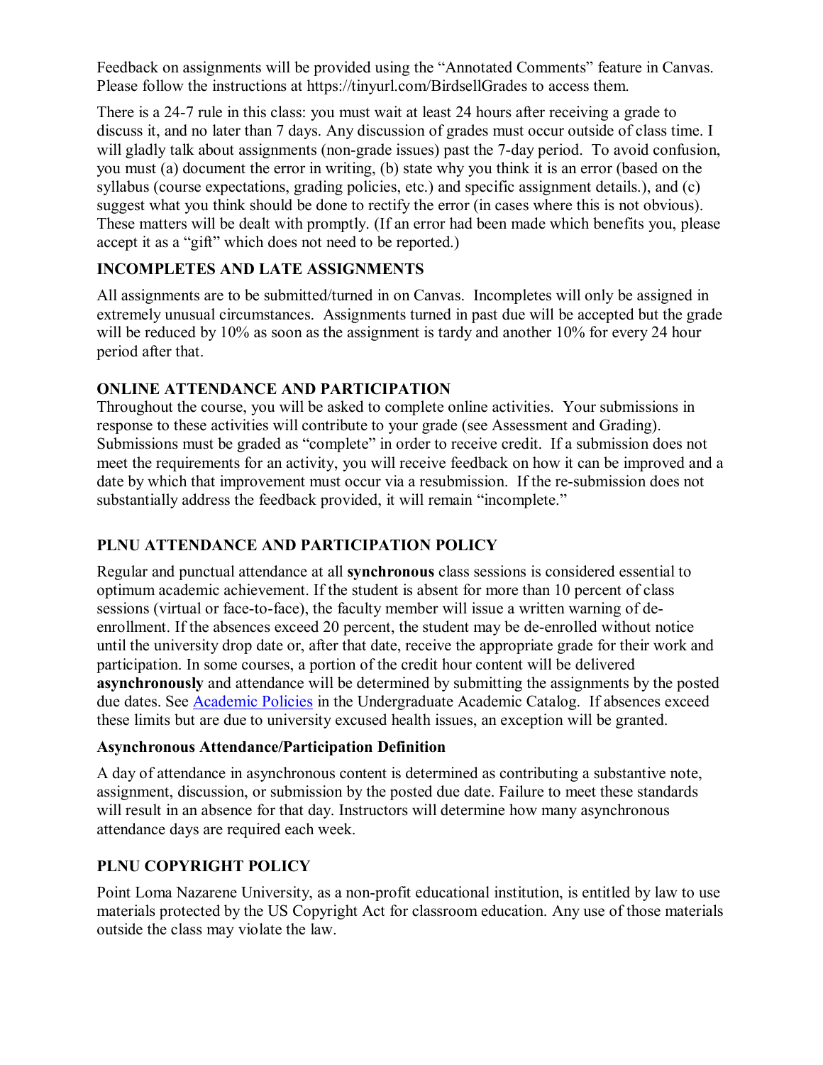Feedback on assignments will be provided using the "Annotated Comments" feature in Canvas. Please follow the instructions at https://tinyurl.com/BirdsellGrades to access them.

There is a 24-7 rule in this class: you must wait at least 24 hours after receiving a grade to discuss it, and no later than 7 days. Any discussion of grades must occur outside of class time. I will gladly talk about assignments (non-grade issues) past the 7-day period. To avoid confusion, you must (a) document the error in writing, (b) state why you think it is an error (based on the syllabus (course expectations, grading policies, etc.) and specific assignment details.), and (c) suggest what you think should be done to rectify the error (in cases where this is not obvious). These matters will be dealt with promptly. (If an error had been made which benefits you, please accept it as a "gift" which does not need to be reported.)

## INCOMPLETES AND LATE ASSIGNMENTS

All assignments are to be submitted/turned in on Canvas. Incompletes will only be assigned in extremely unusual circumstances. Assignments turned in past due will be accepted but the grade will be reduced by 10% as soon as the assignment is tardy and another 10% for every 24 hour period after that.

## ONLINE ATTENDANCE AND PARTICIPATION

Throughout the course, you will be asked to complete online activities. Your submissions in response to these activities will contribute to your grade (see Assessment and Grading). Submissions must be graded as "complete" in order to receive credit. If a submission does not meet the requirements for an activity, you will receive feedback on how it can be improved and a date by which that improvement must occur via a resubmission. If the re-submission does not substantially address the feedback provided, it will remain "incomplete."

## PLNU ATTENDANCE AND PARTICIPATION POLICY

Regular and punctual attendance at all **synchronous** class sessions is considered essential to optimum academic achievement. If the student is absent for more than 10 percent of class sessions (virtual or face-to-face), the faculty member will issue a written warning of de-enrollment. If the absences exceed 20 percent, the student may be de-enrolled without notice until the university drop date or, after that date, receive the appropriate grade for their work and participation. In some courses, a portion of the credit hour content will be delivered **asynchronously** and attendance will be determined by submitting the assignments by the posted due dates. See Academic Policies in the Undergraduate Academic Catalog. If absences exceed these limits but are due to university excused health issues, an exception will be granted.

### Asynchronous Attendance/Participation Definition

A day of attendance in asynchronous content is determined as contributing a substantive note, assignment, discussion, or submission by the posted due date. Failure to meet these standards will result in an absence for that day. Instructors will determine how many asynchronous attendance days are required each week.

## PLNU COPYRIGHT POLICY

Point Loma Nazarene University, as a non-profit educational institution, is entitled by law to use materials protected by the US Copyright Act for classroom education. Any use of those materials outside the class may violate the law.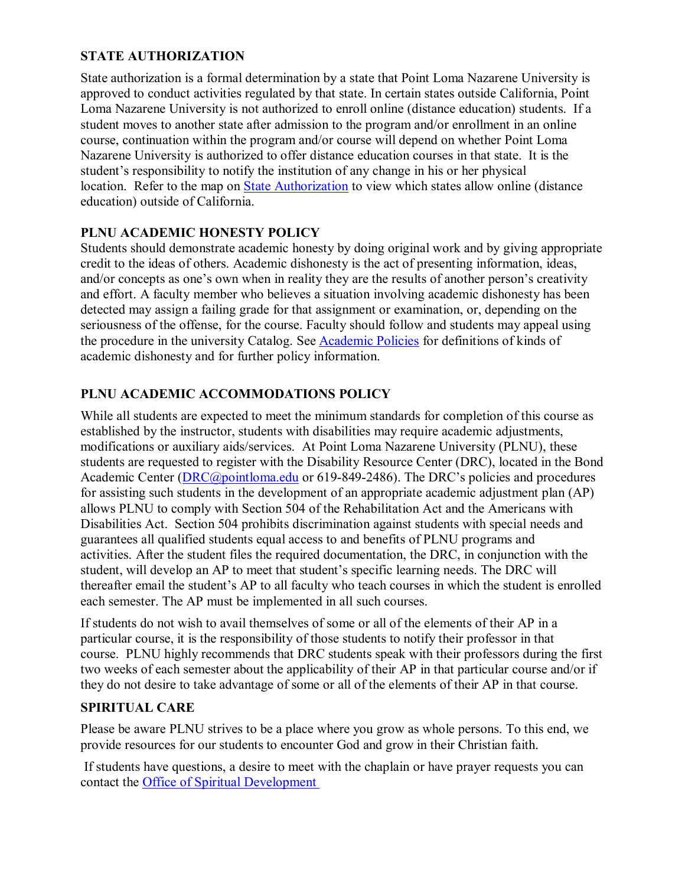**STATE AUTHORIZATION**

State authorization is a formal determination by a state that Point Loma Nazarene University is approved to conduct activities regulated by that state. In certain states outside California, Point Loma Nazarene University is not authorized to enroll online (distance education) students. If a student moves to another state after admission to the program and/or enrollment in an online course, continuation within the program and/or course will depend on whether Point Loma Nazarene University is authorized to offer distance education courses in that state. It is the student's responsibility to notify the institution of any change in his or her physical location. Refer to the map on State Authorization to view which states allow online (distance education) outside of California.

**PLNU ACADEMIC HONESTY POLICY**

Students should demonstrate academic honesty by doing original work and by giving appropriate credit to the ideas of others. Academic dishonesty is the act of presenting information, ideas, and/or concepts as one's own when in reality they are the results of another person's creativity and effort. A faculty member who believes a situation involving academic dishonesty has been detected may assign a failing grade for that assignment or examination, or, depending on the seriousness of the offense, for the course. Faculty should follow and students may appeal using the procedure in the university Catalog. See Academic Policies for definitions of kinds of academic dishonesty and for further policy information.

**PLNU ACADEMIC ACCOMMODATIONS POLICY**

While all students are expected to meet the minimum standards for completion of this course as established by the instructor, students with disabilities may require academic adjustments, modifications or auxiliary aids/services. At Point Loma Nazarene University (PLNU), these students are requested to register with the Disability Resource Center (DRC), located in the Bond Academic Center (DRC@pointloma.edu or 619-849-2486). The DRC's policies and procedures for assisting such students in the development of an appropriate academic adjustment plan (AP) allows PLNU to comply with Section 504 of the Rehabilitation Act and the Americans with Disabilities Act. Section 504 prohibits discrimination against students with special needs and guarantees all qualified students equal access to and benefits of PLNU programs and activities. After the student files the required documentation, the DRC, in conjunction with the student, will develop an AP to meet that student's specific learning needs. The DRC will thereafter email the student's AP to all faculty who teach courses in which the student is enrolled each semester. The AP must be implemented in all such courses.

If students do not wish to avail themselves of some or all of the elements of their AP in a particular course, it is the responsibility of those students to notify their professor in that course. PLNU highly recommends that DRC students speak with their professors during the first two weeks of each semester about the applicability of their AP in that particular course and/or if they do not desire to take advantage of some or all of the elements of their AP in that course.

**SPIRITUAL CARE**

Please be aware PLNU strives to be a place where you grow as whole persons. To this end, we provide resources for our students to encounter God and grow in their Christian faith.

If students have questions, a desire to meet with the chaplain or have prayer requests you can contact the Office of Spiritual Development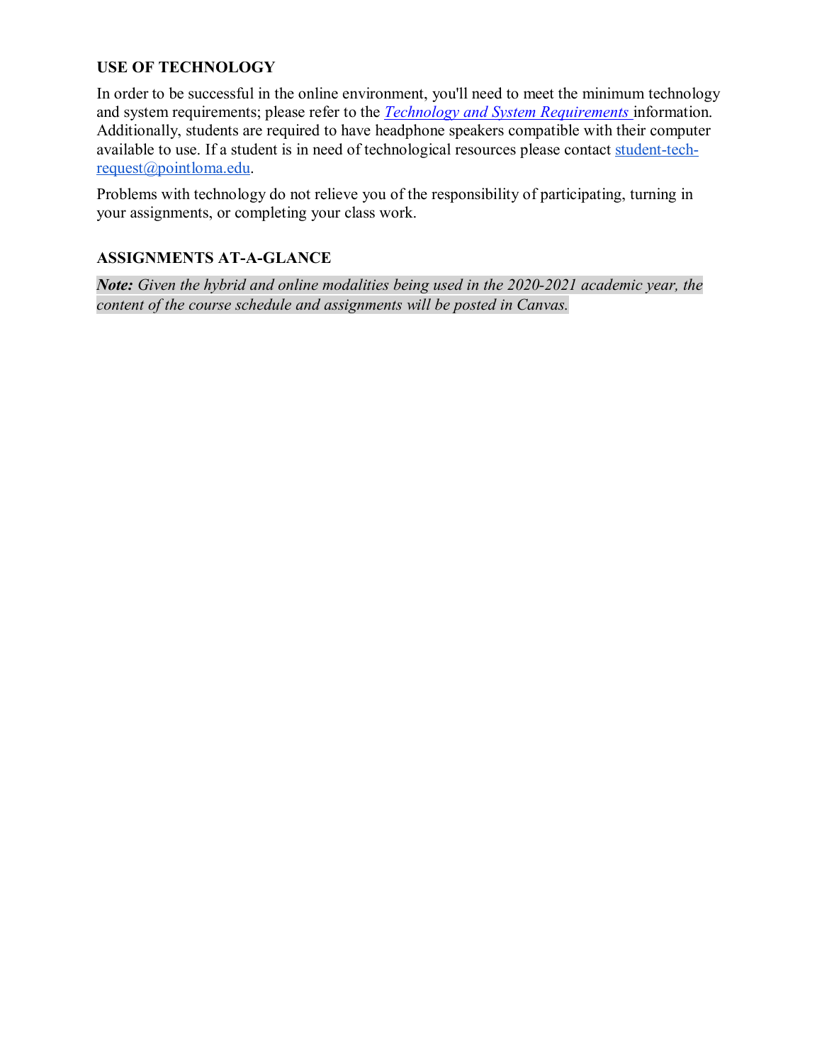## USE OF TECHNOLOGY

In order to be successful in the online environment, you'll need to meet the minimum technology and system requirements; please refer to the *Technology and System Requirements* information. Additionally, students are required to have headphone speakers compatible with their computer available to use. If a student is in need of technological resources please contact student-tech-request@pointloma.edu.

Problems with technology do not relieve you of the responsibility of participating, turning in your assignments, or completing your class work.

## ASSIGNMENTS AT-A-GLANCE

***Note:*** *Given the hybrid and online modalities being used in the 2020-2021 academic year, the content of the course schedule and assignments will be posted in Canvas.*